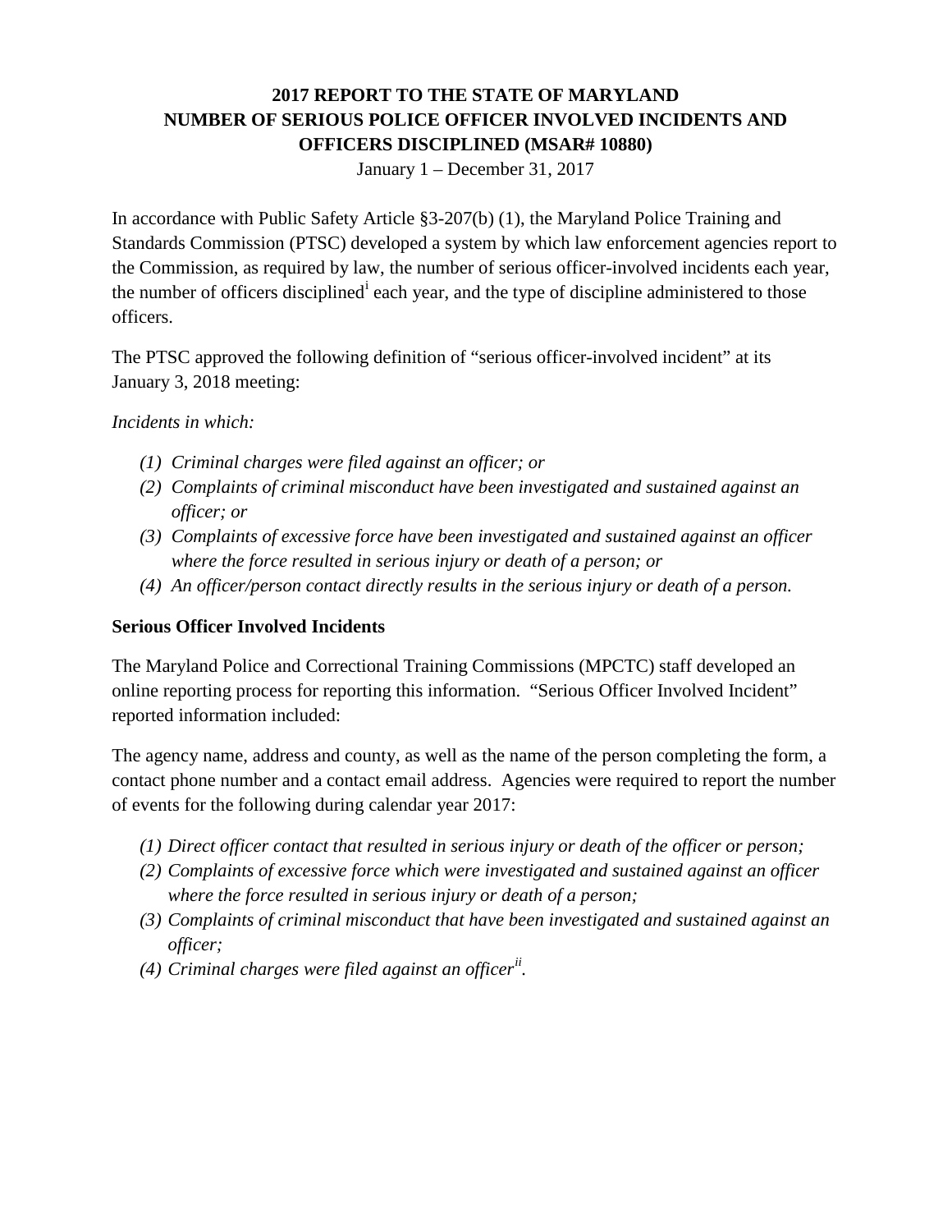# 2017 REPORT TO THE STATE OF MARYLAND NUMBER OF SERIOUS POLICE OFFICER INVOLVED INCIDENTS AND OFFICERS DISCIPLINED (MSAR# 10880)

January 1 – December 31, 2017

In accordance with Public Safety Article §3-207(b) (1), the Maryland Police Training and Standards Commission (PTSC) developed a system by which law enforcement agencies report to the Commission, as required by law, the number of serious officer-involved incidents each year, the number of officers disciplined[i] each year, and the type of discipline administered to those officers.

The PTSC approved the following definition of "serious officer-involved incident" at its January 3, 2018 meeting:

*Incidents in which:*

- *(1) Criminal charges were filed against an officer; or*
- *(2) Complaints of criminal misconduct have been investigated and sustained against an officer; or*
- *(3) Complaints of excessive force have been investigated and sustained against an officer where the force resulted in serious injury or death of a person; or*
- *(4) An officer/person contact directly results in the serious injury or death of a person.*

## Serious Officer Involved Incidents

The Maryland Police and Correctional Training Commissions (MPCTC) staff developed an online reporting process for reporting this information. "Serious Officer Involved Incident" reported information included:

The agency name, address and county, as well as the name of the person completing the form, a contact phone number and a contact email address. Agencies were required to report the number of events for the following during calendar year 2017:

- *(1) Direct officer contact that resulted in serious injury or death of the officer or person;*
- *(2) Complaints of excessive force which were investigated and sustained against an officer where the force resulted in serious injury or death of a person;*
- *(3) Complaints of criminal misconduct that have been investigated and sustained against an officer;*
- *(4) Criminal charges were filed against an officer[ii].*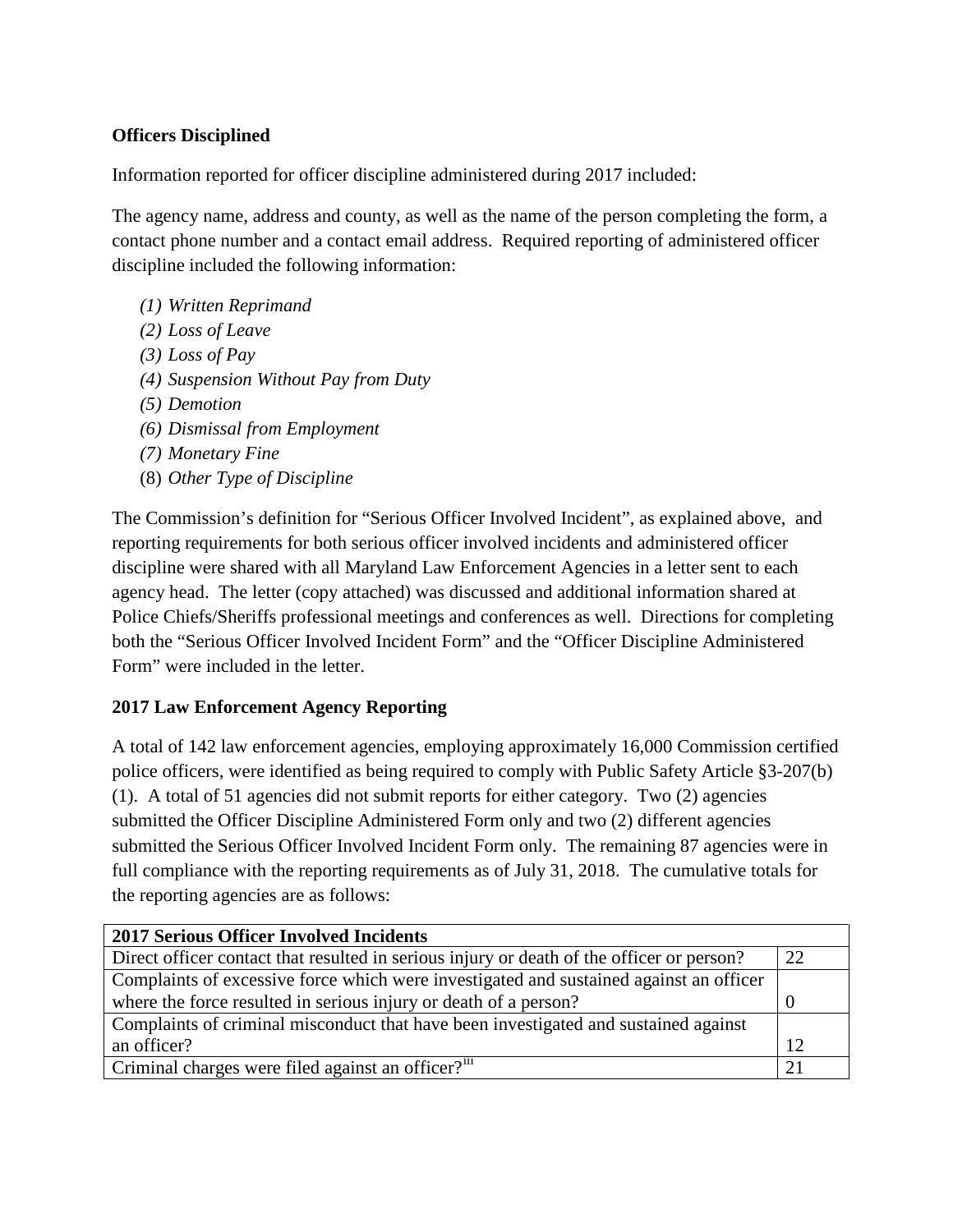**Officers Disciplined**

Information reported for officer discipline administered during 2017 included:

The agency name, address and county, as well as the name of the person completing the form, a contact phone number and a contact email address. Required reporting of administered officer discipline included the following information:

*(1) Written Reprimand*
*(2) Loss of Leave*
*(3) Loss of Pay*
*(4) Suspension Without Pay from Duty*
*(5) Demotion*
*(6) Dismissal from Employment*
*(7) Monetary Fine*
(8) *Other Type of Discipline*

The Commission's definition for "Serious Officer Involved Incident", as explained above, and reporting requirements for both serious officer involved incidents and administered officer discipline were shared with all Maryland Law Enforcement Agencies in a letter sent to each agency head. The letter (copy attached) was discussed and additional information shared at Police Chiefs/Sheriffs professional meetings and conferences as well. Directions for completing both the "Serious Officer Involved Incident Form" and the "Officer Discipline Administered Form" were included in the letter.

**2017 Law Enforcement Agency Reporting**

A total of 142 law enforcement agencies, employing approximately 16,000 Commission certified police officers, were identified as being required to comply with Public Safety Article §3-207(b)(1). A total of 51 agencies did not submit reports for either category. Two (2) agencies submitted the Officer Discipline Administered Form only and two (2) different agencies submitted the Serious Officer Involved Incident Form only. The remaining 87 agencies were in full compliance with the reporting requirements as of July 31, 2018. The cumulative totals for the reporting agencies are as follows:

| **2017 Serious Officer Involved Incidents** | |
|---|---|
| Direct officer contact that resulted in serious injury or death of the officer or person? | 22 |
| Complaints of excessive force which were investigated and sustained against an officer where the force resulted in serious injury or death of a person? | 0 |
| Complaints of criminal misconduct that have been investigated and sustained against an officer? | 12 |
| Criminal charges were filed against an officer?[iii] | 21 |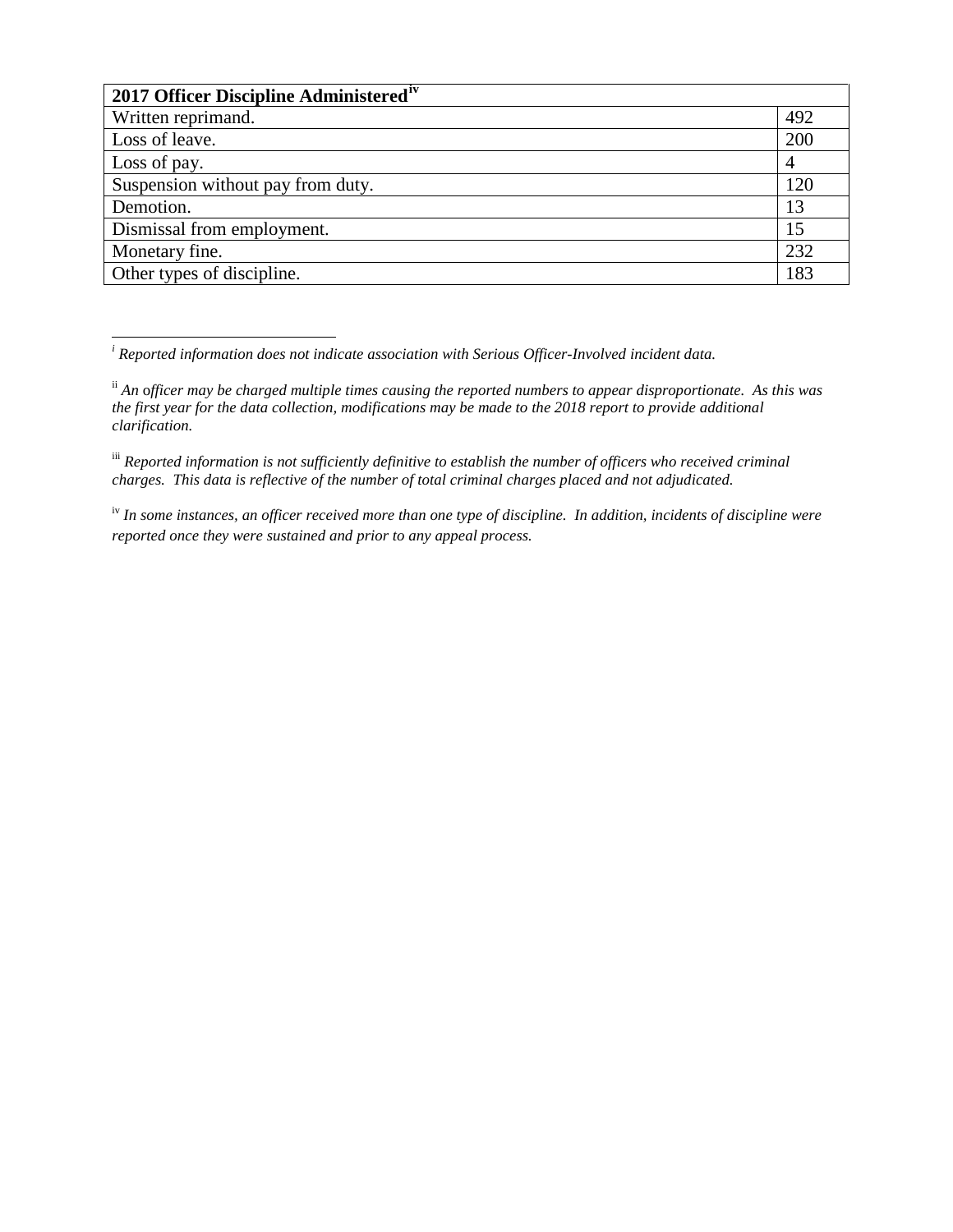| 2017 Officer Discipline Administered[iv] | |
|---|---|
| Written reprimand. | 492 |
| Loss of leave. | 200 |
| Loss of pay. | 4 |
| Suspension without pay from duty. | 120 |
| Demotion. | 13 |
| Dismissal from employment. | 15 |
| Monetary fine. | 232 |
| Other types of discipline. | 183 |

---

[i] *Reported information does not indicate association with Serious Officer-Involved incident data.*

[ii] *An officer may be charged multiple times causing the reported numbers to appear disproportionate. As this was the first year for the data collection, modifications may be made to the 2018 report to provide additional clarification.*

[iii] *Reported information is not sufficiently definitive to establish the number of officers who received criminal charges. This data is reflective of the number of total criminal charges placed and not adjudicated.*

[iv] *In some instances, an officer received more than one type of discipline. In addition, incidents of discipline were reported once they were sustained and prior to any appeal process.*